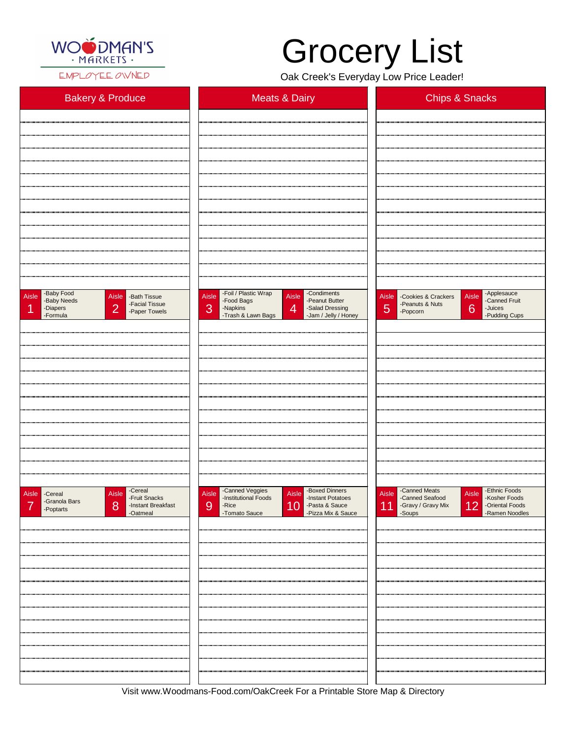WOODMAN'S · MARKETS · EMPLOYEE OWNED

# Grocery List

Oak Creek's Everyday Low Price Leader!

| Bakery & Produce | Meats & Dairy | Chips & Snacks |
|---|---|---|
| | | |

| Aisle | Items |
|---|---|
| Aisle 1 | -Baby Food -Baby Needs -Diapers -Formula |
| Aisle 2 | -Bath Tissue -Facial Tissue -Paper Towels |
| Aisle 3 | -Foil / Plastic Wrap -Food Bags -Napkins -Trash & Lawn Bags |
| Aisle 4 | -Condiments -Peanut Butter -Salad Dressing -Jam / Jelly / Honey |
| Aisle 5 | -Cookies & Crackers -Peanuts & Nuts -Popcorn |
| Aisle 6 | -Applesauce -Canned Fruit -Juices -Pudding Cups |
| Aisle 7 | -Cereal -Granola Bars -Poptarts |
| Aisle 8 | -Cereal -Fruit Snacks -Instant Breakfast -Oatmeal |
| Aisle 9 | -Canned Veggies -Institutional Foods -Rice -Tomato Sauce |
| Aisle 10 | -Boxed Dinners -Instant Potatoes -Pasta & Sauce -Pizza Mix & Sauce |
| Aisle 11 | -Canned Meats -Canned Seafood -Gravy / Gravy Mix -Soups |
| Aisle 12 | -Ethnic Foods -Kosher Foods -Oriental Foods -Ramen Noodles |

Visit www.Woodmans-Food.com/OakCreek For a Printable Store Map & Directory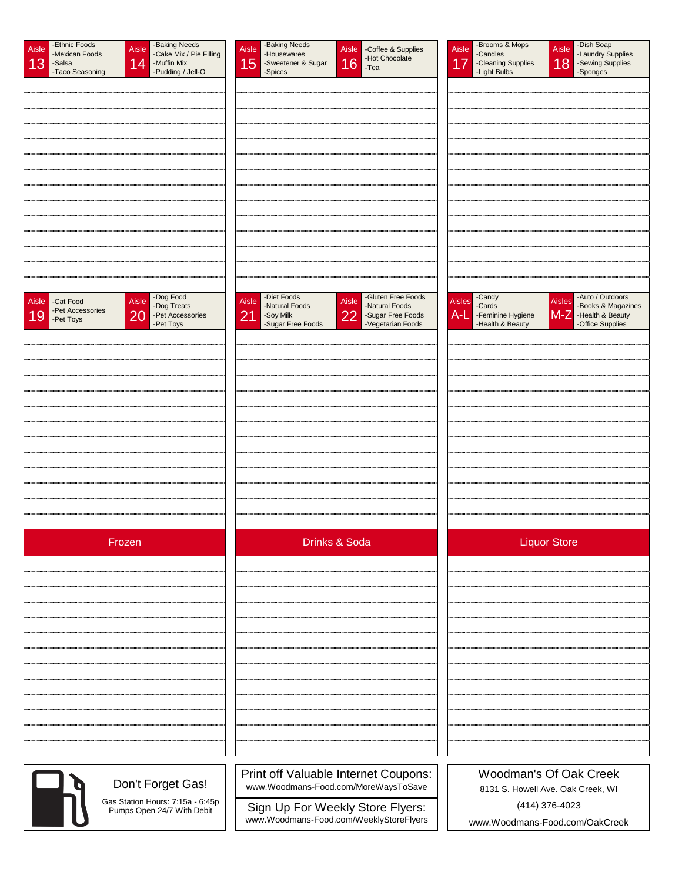**Aisle 13**
- Ethnic Foods
- Mexican Foods
- Salsa
- Taco Seasoning

**Aisle 14**
- Baking Needs
- Cake Mix / Pie Filling
- Muffin Mix
- Pudding / Jell-O

**Aisle 15**
- Baking Needs
- Housewares
- Sweetener & Sugar
- Spices

**Aisle 16**
- Coffee & Supplies
- Hot Chocolate
- Tea

**Aisle 17**
- Brooms & Mops
- Candles
- Cleaning Supplies
- Light Bulbs

**Aisle 18**
- Dish Soap
- Laundry Supplies
- Sewing Supplies
- Sponges

**Aisle 19**
- Cat Food
- Pet Accessories
- Pet Toys

**Aisle 20**
- Dog Food
- Dog Treats
- Pet Accessories
- Pet Toys

**Aisle 21**
- Diet Foods
- Natural Foods
- Soy Milk
- Sugar Free Foods

**Aisle 22**
- Gluten Free Foods
- Natural Foods
- Sugar Free Foods
- Vegetarian Foods

**Aisles A-L**
- Candy
- Cards
- Feminine Hygiene
- Health & Beauty

**Aisles M-Z**
- Auto / Outdoors
- Books & Magazines
- Health & Beauty
- Office Supplies

**Frozen**

**Drinks & Soda**

**Liquor Store**

Don't Forget Gas!

Gas Station Hours: 7:15a - 6:45p
Pumps Open 24/7 With Debit

Print off Valuable Internet Coupons:
www.Woodmans-Food.com/MoreWaysToSave

Sign Up For Weekly Store Flyers:
www.Woodmans-Food.com/WeeklyStoreFlyers

Woodman's Of Oak Creek
8131 S. Howell Ave. Oak Creek, WI
(414) 376-4023
www.Woodmans-Food.com/OakCreek